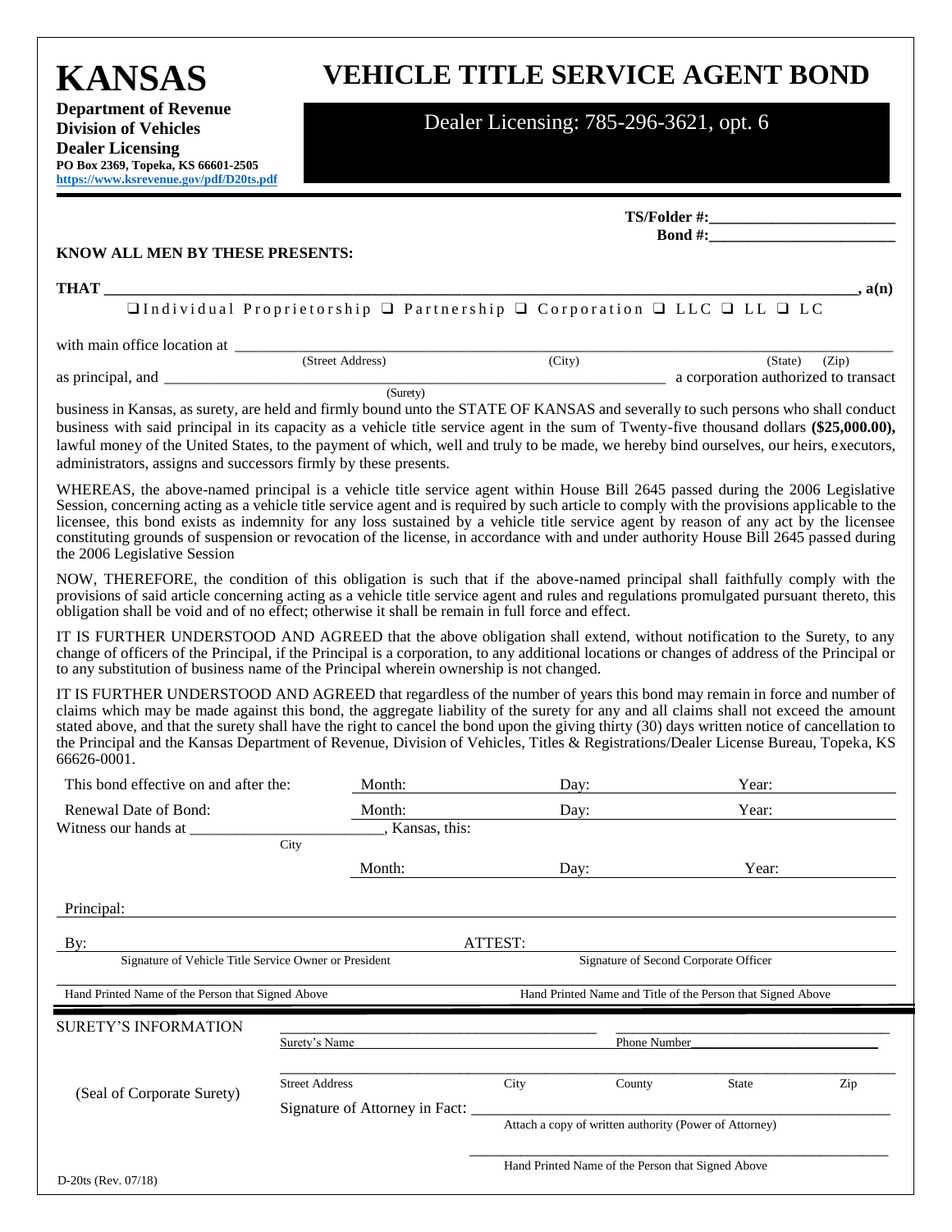# KANSAS

**Department of Revenue**
**Division of Vehicles**
**Dealer Licensing**
**PO Box 2369, Topeka, KS 66601-2505**
**https://www.ksrevenue.gov/pdf/D20ts.pdf**

# VEHICLE TITLE SERVICE AGENT BOND

Dealer Licensing: 785-296-3621, opt. 6

**TS/Folder #:**________________________
**Bond #:**________________________

**KNOW ALL MEN BY THESE PRESENTS:**

**THAT** ________________________________________________________________________________, **a(n)**

❑ Individual Proprietorship ❑ Partnership ❑ Corporation ❑ LLC ❑ LL ❑ LC

with main office location at ________________________________________________________________________
(Street Address) (City) (State) (Zip)

as principal, and ________________________________________________ a corporation authorized to transact
(Surety)

business in Kansas, as surety, are held and firmly bound unto the STATE OF KANSAS and severally to such persons who shall conduct business with said principal in its capacity as a vehicle title service agent in the sum of Twenty-five thousand dollars **($25,000.00),** lawful money of the United States, to the payment of which, well and truly to be made, we hereby bind ourselves, our heirs, executors, administrators, assigns and successors firmly by these presents.

WHEREAS, the above-named principal is a vehicle title service agent within House Bill 2645 passed during the 2006 Legislative Session, concerning acting as a vehicle title service agent and is required by such article to comply with the provisions applicable to the licensee, this bond exists as indemnity for any loss sustained by a vehicle title service agent by reason of any act by the licensee constituting grounds of suspension or revocation of the license, in accordance with and under authority House Bill 2645 passed during the 2006 Legislative Session

NOW, THEREFORE, the condition of this obligation is such that if the above-named principal shall faithfully comply with the provisions of said article concerning acting as a vehicle title service agent and rules and regulations promulgated pursuant thereto, this obligation shall be void and of no effect; otherwise it shall be remain in full force and effect.

IT IS FURTHER UNDERSTOOD AND AGREED that the above obligation shall extend, without notification to the Surety, to any change of officers of the Principal, if the Principal is a corporation, to any additional locations or changes of address of the Principal or to any substitution of business name of the Principal wherein ownership is not changed.

IT IS FURTHER UNDERSTOOD AND AGREED that regardless of the number of years this bond may remain in force and number of claims which may be made against this bond, the aggregate liability of the surety for any and all claims shall not exceed the amount stated above, and that the surety shall have the right to cancel the bond upon the giving thirty (30) days written notice of cancellation to the Principal and the Kansas Department of Revenue, Division of Vehicles, Titles & Registrations/Dealer License Bureau, Topeka, KS 66626-0001.

This bond effective on and after the: Month: ________ Day: ________ Year: ________

Renewal Date of Bond: Month: ________ Day: ________ Year: ________

Witness our hands at ________________________, Kansas, this:
City

Month: ________ Day: ________ Year: ________

Principal: ________________________________________________________________________

By: ________________________________ ATTEST: ________________________________
Signature of Vehicle Title Service Owner or President — Signature of Second Corporate Officer

________________________________ ________________________________
Hand Printed Name of the Person that Signed Above — Hand Printed Name and Title of the Person that Signed Above

SURETY'S INFORMATION

________________________________ ________________________________
Surety's Name — Phone Number

________________________________________________________________________
Street Address — City — County — State — Zip

(Seal of Corporate Surety)

Signature of Attorney in Fact: ________________________________
Attach a copy of written authority (Power of Attorney)

________________________________
Hand Printed Name of the Person that Signed Above

D-20ts (Rev. 07/18)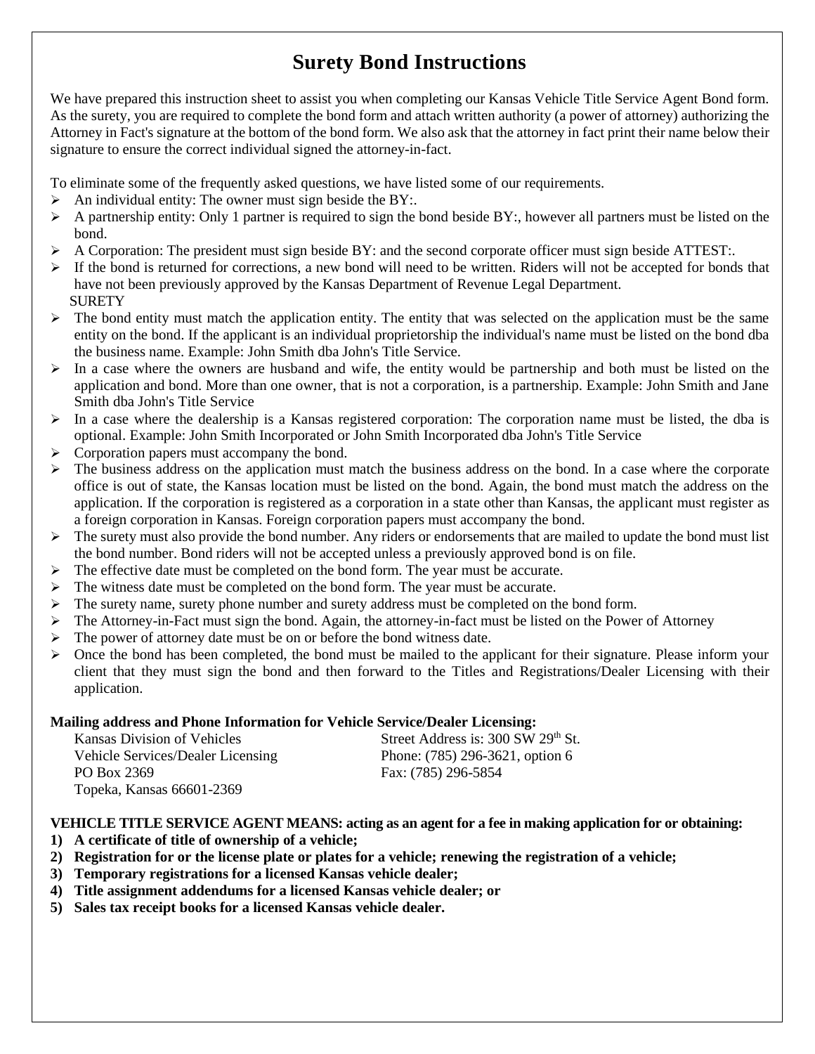# Surety Bond Instructions

We have prepared this instruction sheet to assist you when completing our Kansas Vehicle Title Service Agent Bond form. As the surety, you are required to complete the bond form and attach written authority (a power of attorney) authorizing the Attorney in Fact's signature at the bottom of the bond form. We also ask that the attorney in fact print their name below their signature to ensure the correct individual signed the attorney-in-fact.

To eliminate some of the frequently asked questions, we have listed some of our requirements.

- An individual entity: The owner must sign beside the BY:.
- A partnership entity: Only 1 partner is required to sign the bond beside BY:, however all partners must be listed on the bond.
- A Corporation: The president must sign beside BY: and the second corporate officer must sign beside ATTEST:.
- If the bond is returned for corrections, a new bond will need to be written. Riders will not be accepted for bonds that have not been previously approved by the Kansas Department of Revenue Legal Department.

SURETY

- The bond entity must match the application entity. The entity that was selected on the application must be the same entity on the bond. If the applicant is an individual proprietorship the individual's name must be listed on the bond dba the business name. Example: John Smith dba John's Title Service.
- In a case where the owners are husband and wife, the entity would be partnership and both must be listed on the application and bond. More than one owner, that is not a corporation, is a partnership. Example: John Smith and Jane Smith dba John's Title Service
- In a case where the dealership is a Kansas registered corporation: The corporation name must be listed, the dba is optional. Example: John Smith Incorporated or John Smith Incorporated dba John's Title Service
- Corporation papers must accompany the bond.
- The business address on the application must match the business address on the bond. In a case where the corporate office is out of state, the Kansas location must be listed on the bond. Again, the bond must match the address on the application. If the corporation is registered as a corporation in a state other than Kansas, the applicant must register as a foreign corporation in Kansas. Foreign corporation papers must accompany the bond.
- The surety must also provide the bond number. Any riders or endorsements that are mailed to update the bond must list the bond number. Bond riders will not be accepted unless a previously approved bond is on file.
- The effective date must be completed on the bond form. The year must be accurate.
- The witness date must be completed on the bond form. The year must be accurate.
- The surety name, surety phone number and surety address must be completed on the bond form.
- The Attorney-in-Fact must sign the bond. Again, the attorney-in-fact must be listed on the Power of Attorney
- The power of attorney date must be on or before the bond witness date.
- Once the bond has been completed, the bond must be mailed to the applicant for their signature. Please inform your client that they must sign the bond and then forward to the Titles and Registrations/Dealer Licensing with their application.

**Mailing address and Phone Information for Vehicle Service/Dealer Licensing:**

Kansas Division of Vehicles
Vehicle Services/Dealer Licensing
PO Box 2369
Topeka, Kansas 66601-2369

Street Address is: 300 SW 29th St.
Phone: (785) 296-3621, option 6
Fax: (785) 296-5854

**VEHICLE TITLE SERVICE AGENT MEANS: acting as an agent for a fee in making application for or obtaining:**

1) **A certificate of title of ownership of a vehicle;**
2) **Registration for or the license plate or plates for a vehicle; renewing the registration of a vehicle;**
3) **Temporary registrations for a licensed Kansas vehicle dealer;**
4) **Title assignment addendums for a licensed Kansas vehicle dealer; or**
5) **Sales tax receipt books for a licensed Kansas vehicle dealer.**